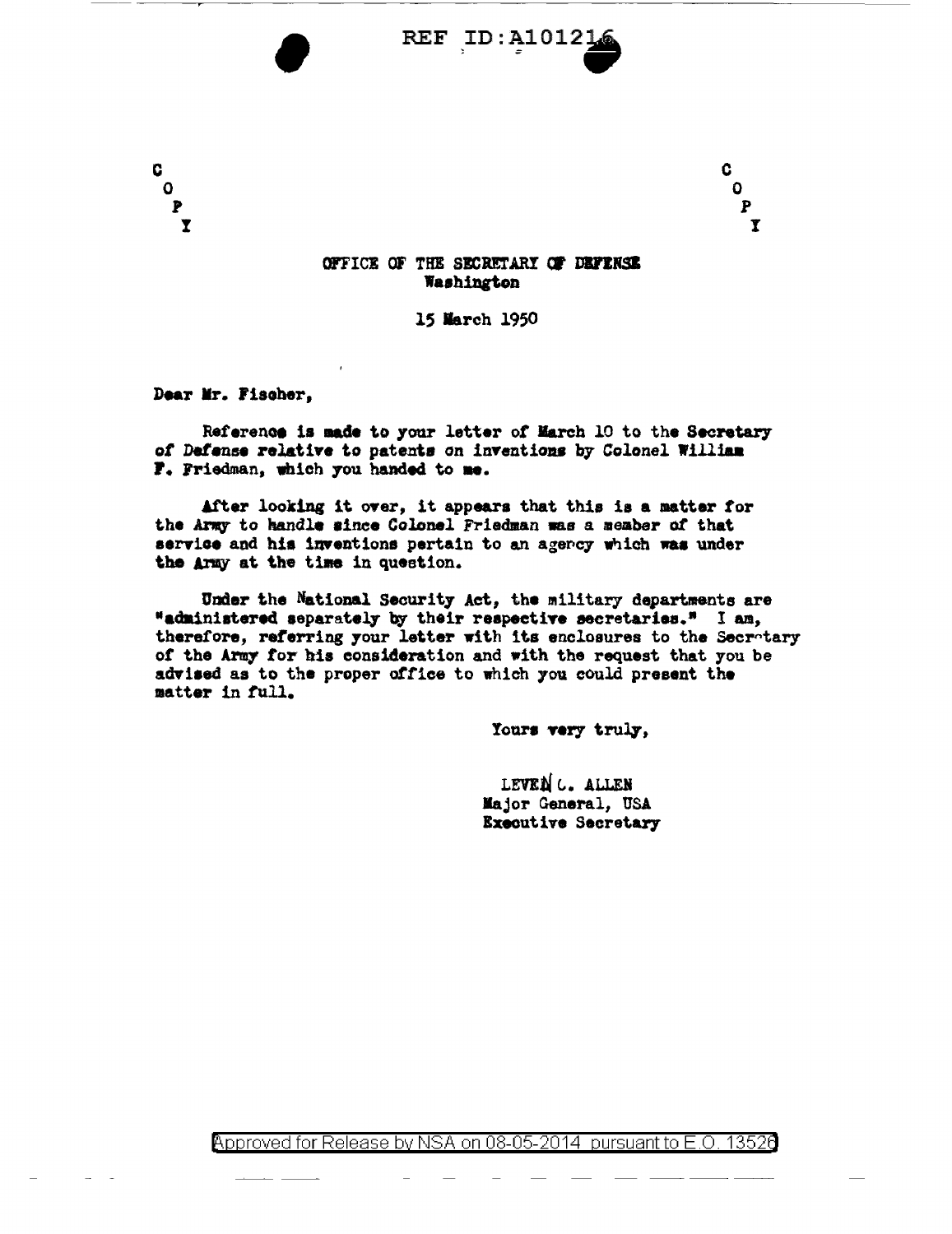C O P Y

C O P Y

OFFICE OF THE SECRETARY OF DEFENSE
Washington

15 March 1950

Dear Mr. Fischer,

Reference is made to your letter of March 10 to the Secretary of Defense relative to patents on inventions by Colonel William F. Friedman, which you handed to me.

After looking it over, it appears that this is a matter for the Army to handle since Colonel Friedman was a member of that service and his inventions pertain to an agency which was under the Army at the time in question.

Under the National Security Act, the military departments are "administered separately by their respective secretaries." I am, therefore, referring your letter with its enclosures to the Secretary of the Army for his consideration and with the request that you be advised as to the proper office to which you could present the matter in full.

Yours very truly,

LEVEN C. ALLEN
Major General, USA
Executive Secretary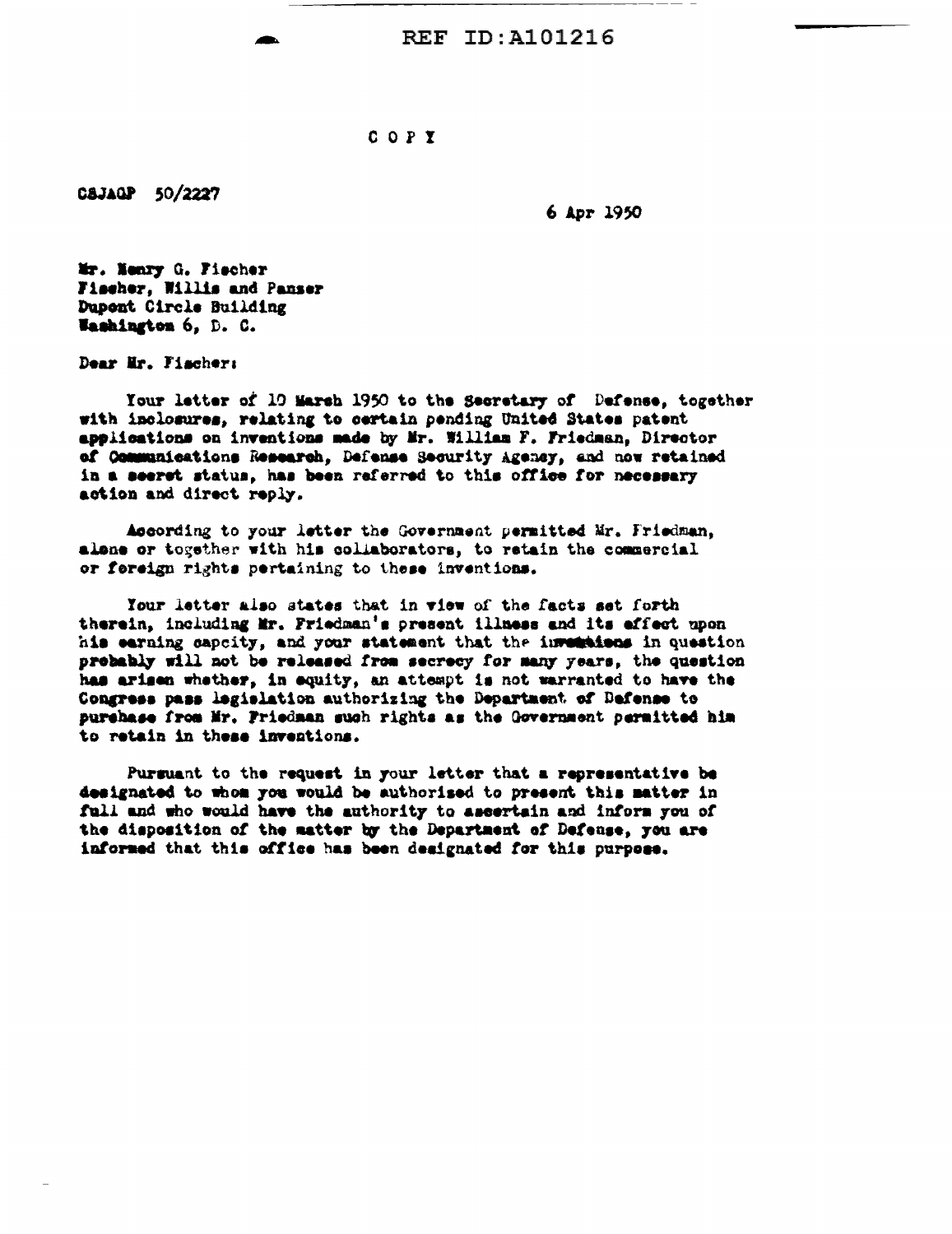REF ID:A101216

COPY

CSJAGP 50/2227

6 Apr 1950

Mr. Henry G. Fischer
Fischer, Willis and Panzer
Dupont Circle Building
Washington 6, D. C.

Dear Mr. Fischer:

Your letter of 10 March 1950 to the Secretary of Defense, together with inclosures, relating to certain pending United States patent applications on inventions made by Mr. William F. Friedman, Director of Communications Research, Defense Security Agency, and now retained in a secret status, has been referred to this office for necessary action and direct reply.

According to your letter the Government permitted Mr. Friedman, alone or together with his collaborators, to retain the commercial or foreign rights pertaining to these inventions.

Your letter also states that in view of the facts set forth therein, including Mr. Friedman's present illness and its effect upon his earning capcity, and your statement that the inventions in question probably will not be released from secrecy for many years, the question has arisen whether, in equity, an attempt is not warranted to have the Congress pass legislation authorizing the Department of Defense to purchase from Mr. Friedman such rights as the Government permitted him to retain in these inventions.

Pursuant to the request in your letter that a representative be designated to whom you would be authorized to present this matter in full and who would have the authority to ascertain and inform you of the disposition of the matter by the Department of Defense, you are informed that this office has been designated for this purpose.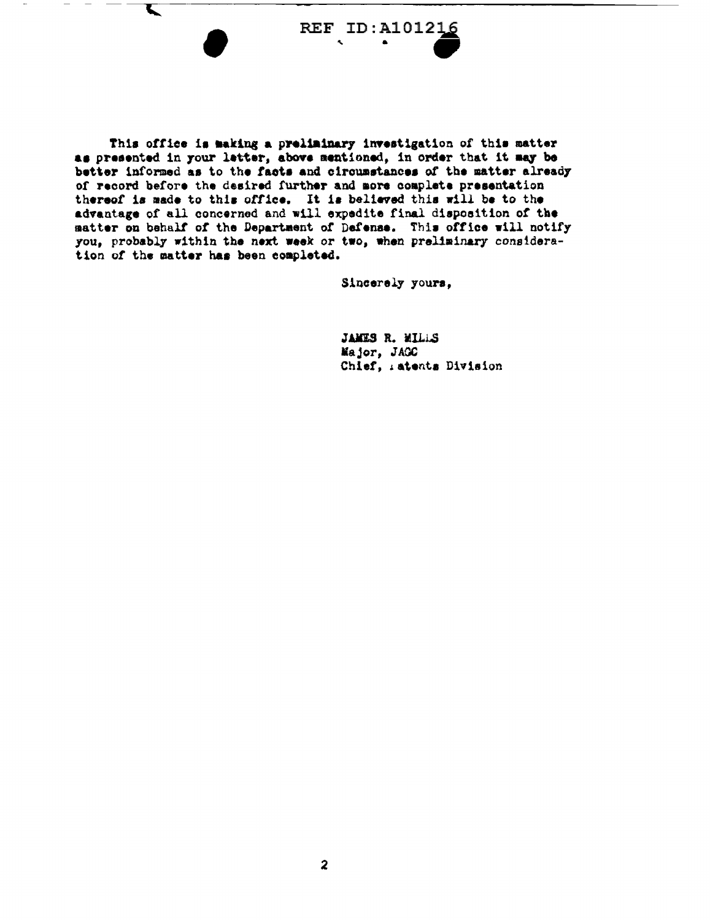REF ID:A101216

This office is making a preliminary investigation of this matter as presented in your letter, above mentioned, in order that it may be better informed as to the facts and circumstances of the matter already of record before the desired further and more complete presentation thereof is made to this office. It is believed this will be to the advantage of all concerned and will expedite final disposition of the matter on behalf of the Department of Defense. This office will notify you, probably within the next week or two, when preliminary consideration of the matter has been completed.

Sincerely yours,

JAMES R. MILLS
Major, JAGC
Chief, Patents Division